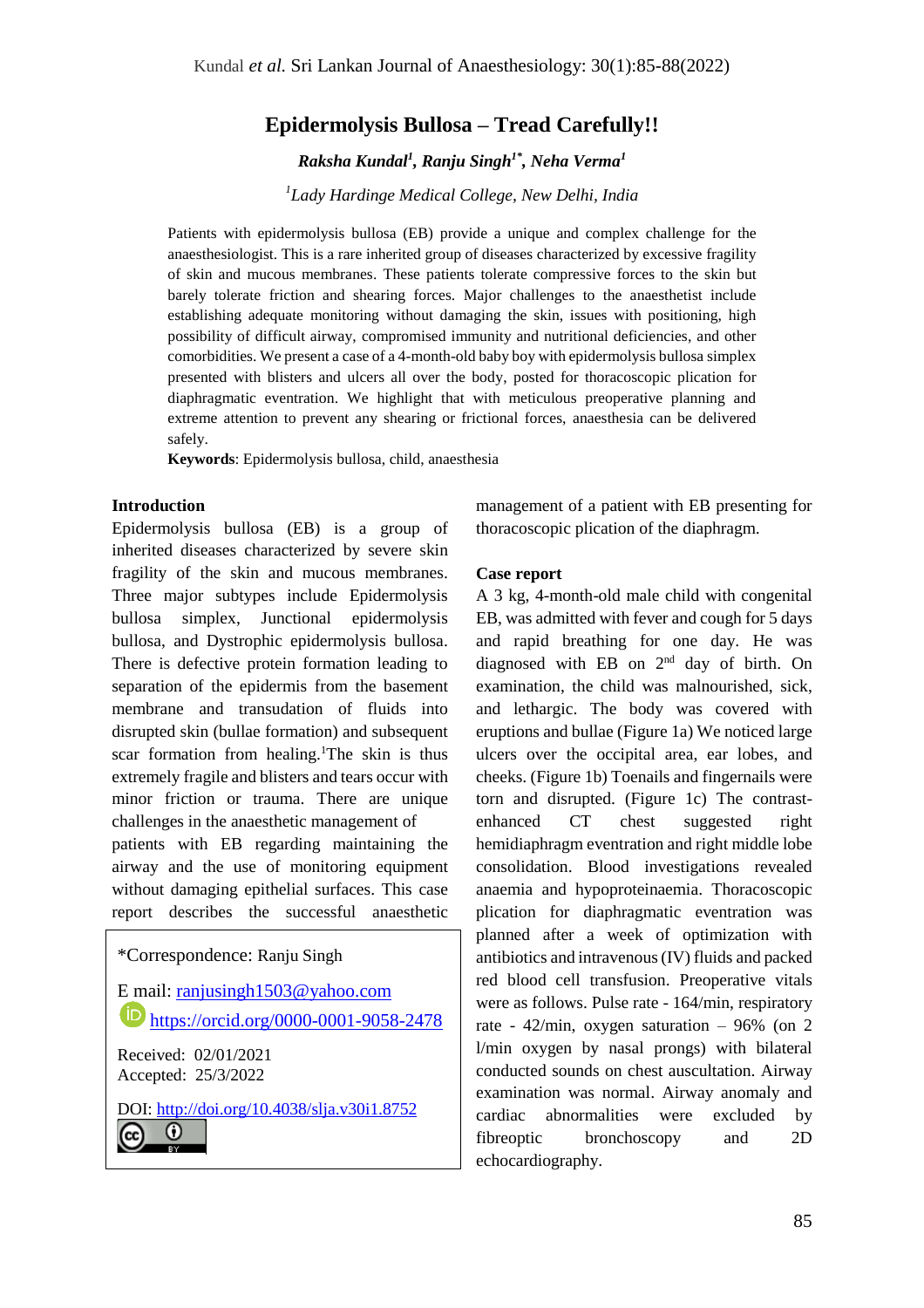# Epidermolysis Bullosa – Tread Carefully!!

***Raksha Kundal*[1], *Ranju Singh*[1*], *Neha Verma*[1]**

[1] *Lady Hardinge Medical College, New Delhi, India*

Patients with epidermolysis bullosa (EB) provide a unique and complex challenge for the anaesthesiologist. This is a rare inherited group of diseases characterized by excessive fragility of skin and mucous membranes. These patients tolerate compressive forces to the skin but barely tolerate friction and shearing forces. Major challenges to the anaesthetist include establishing adequate monitoring without damaging the skin, issues with positioning, high possibility of difficult airway, compromised immunity and nutritional deficiencies, and other comorbidities. We present a case of a 4-month-old baby boy with epidermolysis bullosa simplex presented with blisters and ulcers all over the body, posted for thoracoscopic plication for diaphragmatic eventration. We highlight that with meticulous preoperative planning and extreme attention to prevent any shearing or frictional forces, anaesthesia can be delivered safely.

**Keywords**: Epidermolysis bullosa, child, anaesthesia

## Introduction

Epidermolysis bullosa (EB) is a group of inherited diseases characterized by severe skin fragility of the skin and mucous membranes. Three major subtypes include Epidermolysis bullosa simplex, Junctional epidermolysis bullosa, and Dystrophic epidermolysis bullosa. There is defective protein formation leading to separation of the epidermis from the basement membrane and transudation of fluids into disrupted skin (bullae formation) and subsequent scar formation from healing.[1] The skin is thus extremely fragile and blisters and tears occur with minor friction or trauma. There are unique challenges in the anaesthetic management of patients with EB regarding maintaining the airway and the use of monitoring equipment without damaging epithelial surfaces. This case report describes the successful anaesthetic management of a patient with EB presenting for thoracoscopic plication of the diaphragm.

*Correspondence: Ranju Singh

E mail: ranjusingh1503@yahoo.com

https://orcid.org/0000-0001-9058-2478

Received: 02/01/2021
Accepted: 25/3/2022

DOI: http://doi.org/10.4038/slja.v30i1.8752

## Case report

A 3 kg, 4-month-old male child with congenital EB, was admitted with fever and cough for 5 days and rapid breathing for one day. He was diagnosed with EB on 2[nd] day of birth. On examination, the child was malnourished, sick, and lethargic. The body was covered with eruptions and bullae (Figure 1a) We noticed large ulcers over the occipital area, ear lobes, and cheeks. (Figure 1b) Toenails and fingernails were torn and disrupted. (Figure 1c) The contrast-enhanced CT chest suggested right hemidiaphragm eventration and right middle lobe consolidation. Blood investigations revealed anaemia and hypoproteinaemia. Thoracoscopic plication for diaphragmatic eventration was planned after a week of optimization with antibiotics and intravenous (IV) fluids and packed red blood cell transfusion. Preoperative vitals were as follows. Pulse rate - 164/min, respiratory rate - 42/min, oxygen saturation – 96% (on 2 l/min oxygen by nasal prongs) with bilateral conducted sounds on chest auscultation. Airway examination was normal. Airway anomaly and cardiac abnormalities were excluded by fibreoptic bronchoscopy and 2D echocardiography.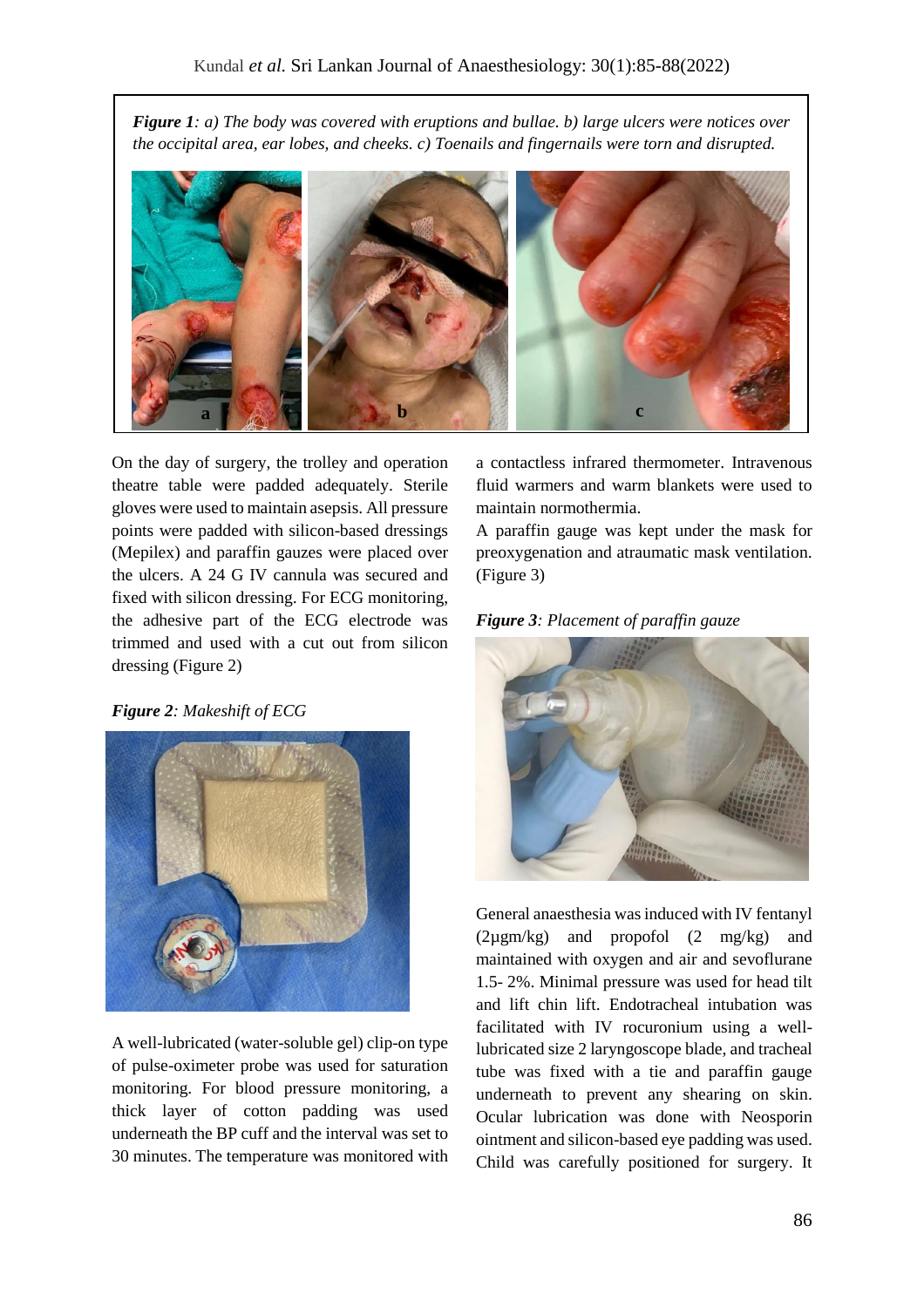***Figure 1**: a) The body was covered with eruptions and bullae. b) large ulcers were notices over the occipital area, ear lobes, and cheeks. c) Toenails and fingernails were torn and disrupted.*

On the day of surgery, the trolley and operation theatre table were padded adequately. Sterile gloves were used to maintain asepsis. All pressure points were padded with silicon-based dressings (Mepilex) and paraffin gauzes were placed over the ulcers. A 24 G IV cannula was secured and fixed with silicon dressing. For ECG monitoring, the adhesive part of the ECG electrode was trimmed and used with a cut out from silicon dressing (Figure 2)

***Figure 2**: Makeshift of ECG*

A well-lubricated (water-soluble gel) clip-on type of pulse-oximeter probe was used for saturation monitoring. For blood pressure monitoring, a thick layer of cotton padding was used underneath the BP cuff and the interval was set to 30 minutes. The temperature was monitored with a contactless infrared thermometer. Intravenous fluid warmers and warm blankets were used to maintain normothermia.

A paraffin gauge was kept under the mask for preoxygenation and atraumatic mask ventilation. (Figure 3)

***Figure 3**: Placement of paraffin gauze*

General anaesthesia was induced with IV fentanyl (2µgm/kg) and propofol (2 mg/kg) and maintained with oxygen and air and sevoflurane 1.5- 2%. Minimal pressure was used for head tilt and lift chin lift. Endotracheal intubation was facilitated with IV rocuronium using a well-lubricated size 2 laryngoscope blade, and tracheal tube was fixed with a tie and paraffin gauge underneath to prevent any shearing on skin. Ocular lubrication was done with Neosporin ointment and silicon-based eye padding was used. Child was carefully positioned for surgery. It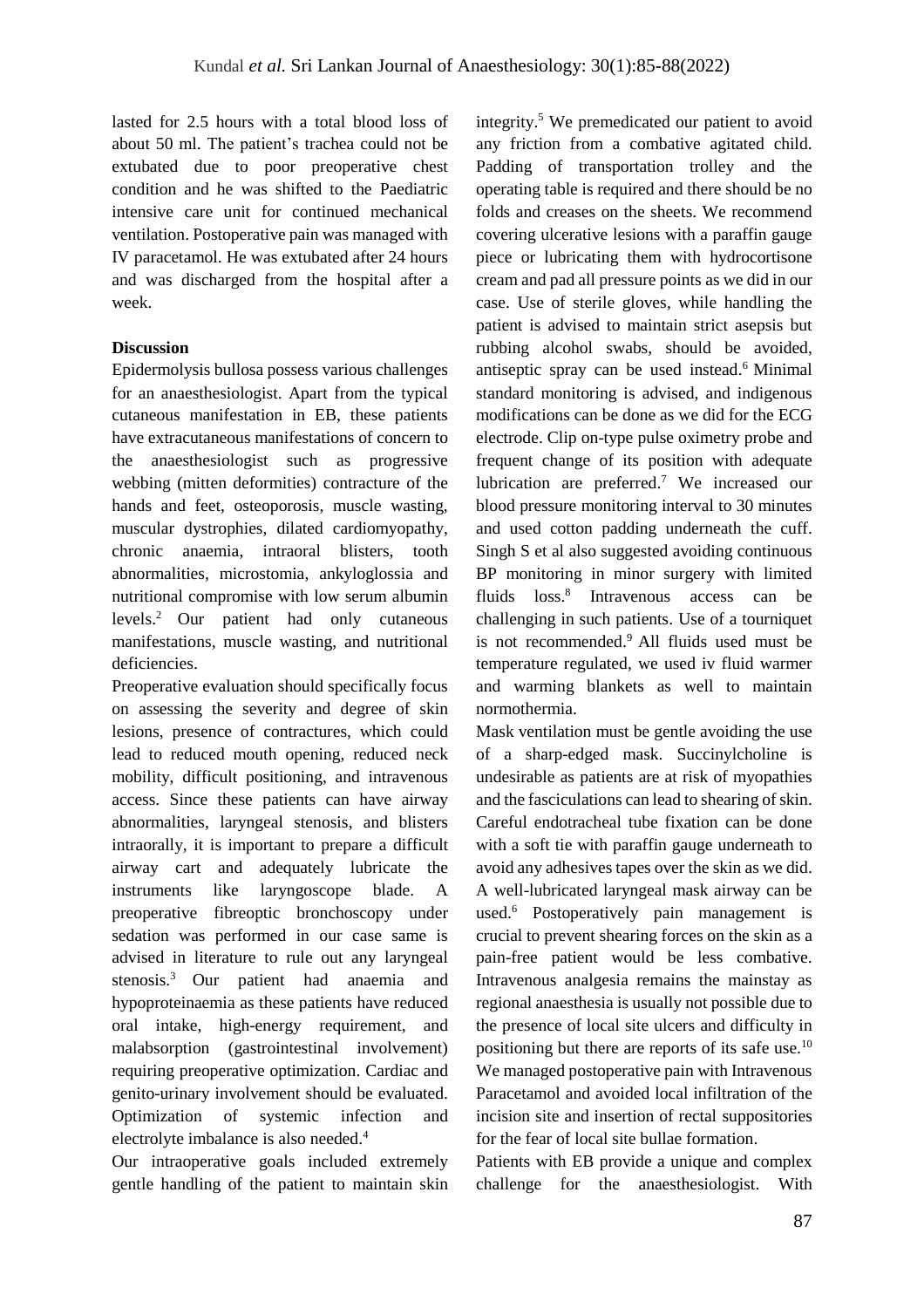lasted for 2.5 hours with a total blood loss of about 50 ml. The patient's trachea could not be extubated due to poor preoperative chest condition and he was shifted to the Paediatric intensive care unit for continued mechanical ventilation. Postoperative pain was managed with IV paracetamol. He was extubated after 24 hours and was discharged from the hospital after a week.

**Discussion**

Epidermolysis bullosa possess various challenges for an anaesthesiologist. Apart from the typical cutaneous manifestation in EB, these patients have extracutaneous manifestations of concern to the anaesthesiologist such as progressive webbing (mitten deformities) contracture of the hands and feet, osteoporosis, muscle wasting, muscular dystrophies, dilated cardiomyopathy, chronic anaemia, intraoral blisters, tooth abnormalities, microstomia, ankyloglossia and nutritional compromise with low serum albumin levels.[2] Our patient had only cutaneous manifestations, muscle wasting, and nutritional deficiencies.

Preoperative evaluation should specifically focus on assessing the severity and degree of skin lesions, presence of contractures, which could lead to reduced mouth opening, reduced neck mobility, difficult positioning, and intravenous access. Since these patients can have airway abnormalities, laryngeal stenosis, and blisters intraorally, it is important to prepare a difficult airway cart and adequately lubricate the instruments like laryngoscope blade. A preoperative fibreoptic bronchoscopy under sedation was performed in our case same is advised in literature to rule out any laryngeal stenosis.[3] Our patient had anaemia and hypoproteinaemia as these patients have reduced oral intake, high-energy requirement, and malabsorption (gastrointestinal involvement) requiring preoperative optimization. Cardiac and genito-urinary involvement should be evaluated. Optimization of systemic infection and electrolyte imbalance is also needed.[4]

Our intraoperative goals included extremely gentle handling of the patient to maintain skin integrity.[5] We premedicated our patient to avoid any friction from a combative agitated child. Padding of transportation trolley and the operating table is required and there should be no folds and creases on the sheets. We recommend covering ulcerative lesions with a paraffin gauge piece or lubricating them with hydrocortisone cream and pad all pressure points as we did in our case. Use of sterile gloves, while handling the patient is advised to maintain strict asepsis but rubbing alcohol swabs, should be avoided, antiseptic spray can be used instead.[6] Minimal standard monitoring is advised, and indigenous modifications can be done as we did for the ECG electrode. Clip on-type pulse oximetry probe and frequent change of its position with adequate lubrication are preferred.[7] We increased our blood pressure monitoring interval to 30 minutes and used cotton padding underneath the cuff. Singh S et al also suggested avoiding continuous BP monitoring in minor surgery with limited fluids loss.[8] Intravenous access can be challenging in such patients. Use of a tourniquet is not recommended.[9] All fluids used must be temperature regulated, we used iv fluid warmer and warming blankets as well to maintain normothermia.

Mask ventilation must be gentle avoiding the use of a sharp-edged mask. Succinylcholine is undesirable as patients are at risk of myopathies and the fasciculations can lead to shearing of skin. Careful endotracheal tube fixation can be done with a soft tie with paraffin gauge underneath to avoid any adhesives tapes over the skin as we did. A well-lubricated laryngeal mask airway can be used.[6] Postoperatively pain management is crucial to prevent shearing forces on the skin as a pain-free patient would be less combative. Intravenous analgesia remains the mainstay as regional anaesthesia is usually not possible due to the presence of local site ulcers and difficulty in positioning but there are reports of its safe use.[10] We managed postoperative pain with Intravenous Paracetamol and avoided local infiltration of the incision site and insertion of rectal suppositories for the fear of local site bullae formation.

Patients with EB provide a unique and complex challenge for the anaesthesiologist. With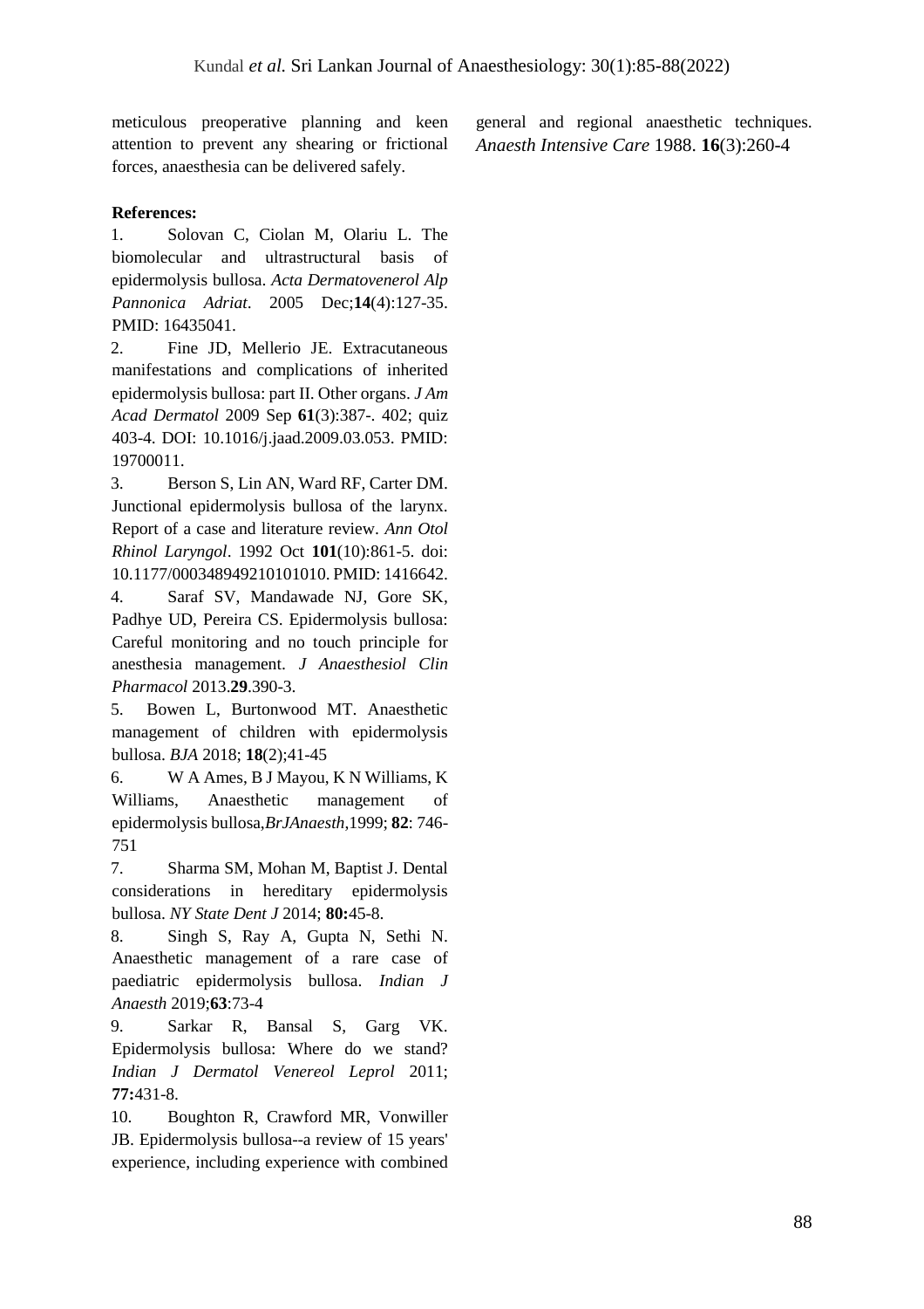meticulous preoperative planning and keen attention to prevent any shearing or frictional forces, anaesthesia can be delivered safely.

**References:**

1. Solovan C, Ciolan M, Olariu L. The biomolecular and ultrastructural basis of epidermolysis bullosa. *Acta Dermatovenerol Alp Pannonica Adriat*. 2005 Dec;**14**(4):127-35. PMID: 16435041.
2. Fine JD, Mellerio JE. Extracutaneous manifestations and complications of inherited epidermolysis bullosa: part II. Other organs. *J Am Acad Dermatol* 2009 Sep **61**(3):387-. 402; quiz 403-4. DOI: 10.1016/j.jaad.2009.03.053. PMID: 19700011.
3. Berson S, Lin AN, Ward RF, Carter DM. Junctional epidermolysis bullosa of the larynx. Report of a case and literature review. *Ann Otol Rhinol Laryngol*. 1992 Oct **101**(10):861-5. doi: 10.1177/000348949210101010. PMID: 1416642.
4. Saraf SV, Mandawade NJ, Gore SK, Padhye UD, Pereira CS. Epidermolysis bullosa: Careful monitoring and no touch principle for anesthesia management. *J Anaesthesiol Clin Pharmacol* 2013.**29**.390-3.
5. Bowen L, Burtonwood MT. Anaesthetic management of children with epidermolysis bullosa. *BJA* 2018; **18**(2);41-45
6. W A Ames, B J Mayou, K N Williams, K Williams, Anaesthetic management of epidermolysis bullosa,*BrJAnaesth*,1999; **82**: 746-751
7. Sharma SM, Mohan M, Baptist J. Dental considerations in hereditary epidermolysis bullosa. *NY State Dent J* 2014; **80:**45-8.
8. Singh S, Ray A, Gupta N, Sethi N. Anaesthetic management of a rare case of paediatric epidermolysis bullosa. *Indian J Anaesth* 2019;**63**:73-4
9. Sarkar R, Bansal S, Garg VK. Epidermolysis bullosa: Where do we stand? *Indian J Dermatol Venereol Leprol* 2011; **77:**431-8.
10. Boughton R, Crawford MR, Vonwiller JB. Epidermolysis bullosa--a review of 15 years' experience, including experience with combined general and regional anaesthetic techniques. *Anaesth Intensive Care* 1988. **16**(3):260-4